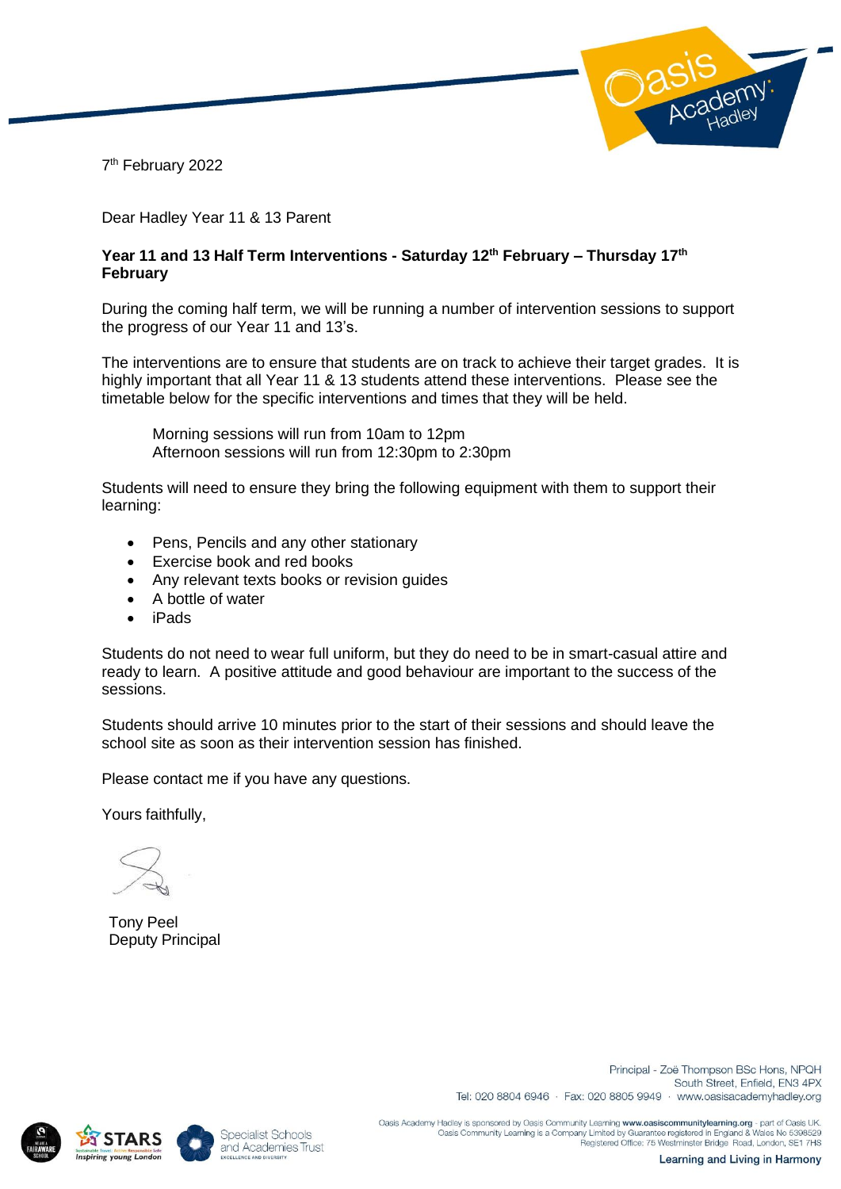7th February 2022

Dear Hadley Year 11 & 13 Parent

**Year 11 and 13 Half Term Interventions - Saturday 12th February – Thursday 17th February**

During the coming half term, we will be running a number of intervention sessions to support the progress of our Year 11 and 13's.

The interventions are to ensure that students are on track to achieve their target grades. It is highly important that all Year 11 & 13 students attend these interventions. Please see the timetable below for the specific interventions and times that they will be held.

> Morning sessions will run from 10am to 12pm
> Afternoon sessions will run from 12:30pm to 2:30pm

Students will need to ensure they bring the following equipment with them to support their learning:

- Pens, Pencils and any other stationary
- Exercise book and red books
- Any relevant texts books or revision guides
- A bottle of water
- iPads

Students do not need to wear full uniform, but they do need to be in smart-casual attire and ready to learn. A positive attitude and good behaviour are important to the success of the sessions.

Students should arrive 10 minutes prior to the start of their sessions and should leave the school site as soon as their intervention session has finished.

Please contact me if you have any questions.

Yours faithfully,

Tony Peel
Deputy Principal

Principal - Zoë Thompson BSc Hons, NPQH
South Street, Enfield, EN3 4PX
Tel: 020 8804 6946 · Fax: 020 8805 9949 · www.oasisacademyhadley.org

Oasis Academy Hadley is sponsored by Oasis Community Learning **www.oasiscommunitylearning.org** - part of Oasis UK.
Oasis Community Learning is a Company Limited by Guarantee registered in England & Wales No 5398529
Registered Office: 75 Westminster Bridge Road, London, SE1 7HS

Learning and Living in Harmony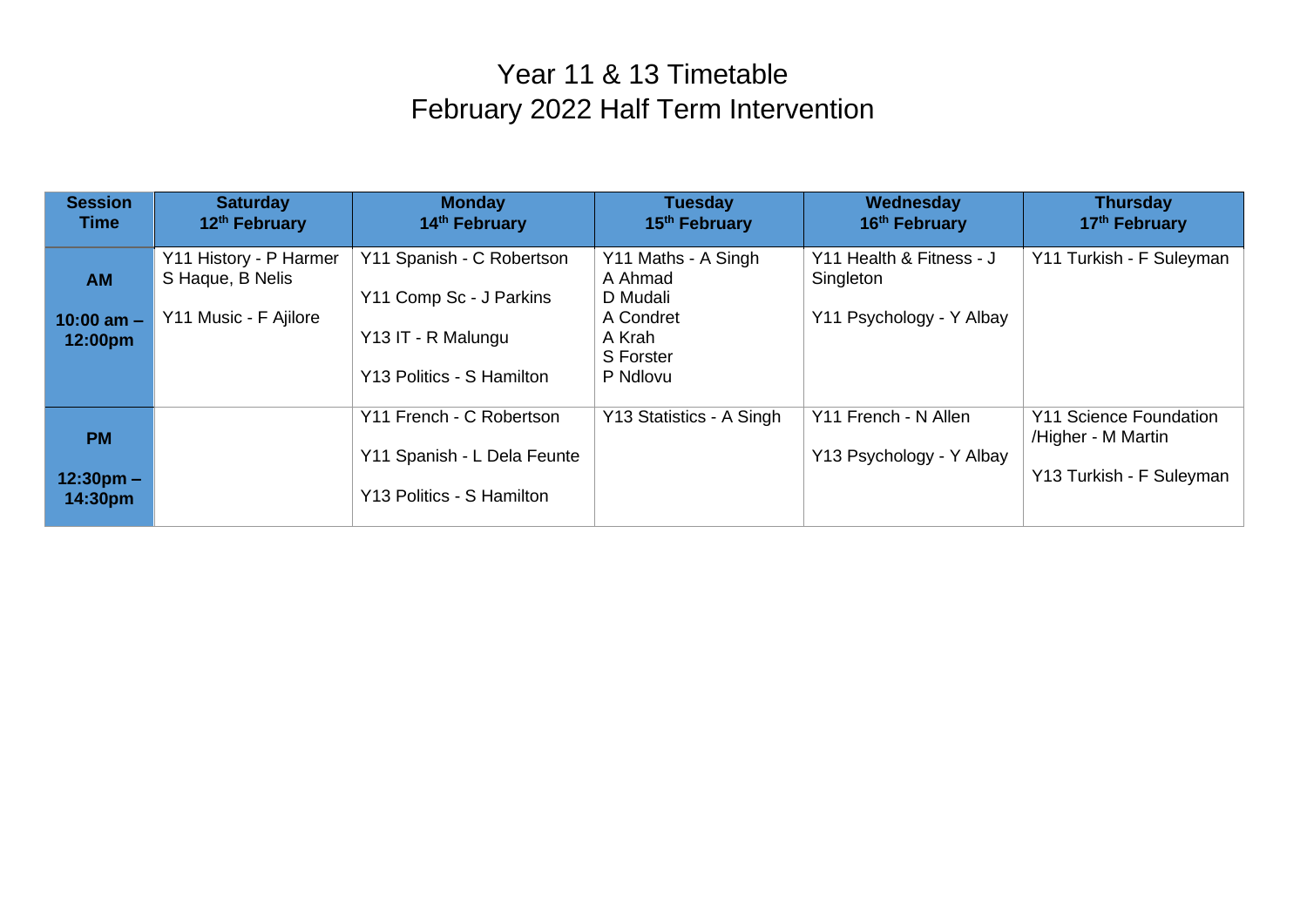# Year 11 & 13 Timetable
## February 2022 Half Term Intervention

| Session Time | Saturday 12th February | Monday 14th February | Tuesday 15th February | Wednesday 16th February | Thursday 17th February |
|---|---|---|---|---|---|
| **AM** **10:00 am – 12:00pm** | Y11 History - P Harmer S Haque, B Nelis<br><br>Y11 Music - F Ajilore | Y11 Spanish - C Robertson<br><br>Y11 Comp Sc - J Parkins<br><br>Y13 IT - R Malungu<br><br>Y13 Politics - S Hamilton | Y11 Maths - A Singh<br>A Ahmad<br>D Mudali<br>A Condret<br>A Krah<br>S Forster<br>P Ndlovu | Y11 Health & Fitness - J Singleton<br><br>Y11 Psychology - Y Albay | Y11 Turkish - F Suleyman |
| **PM** **12:30pm – 14:30pm** | | Y11 French - C Robertson<br><br>Y11 Spanish - L Dela Feunte<br><br>Y13 Politics - S Hamilton | Y13 Statistics - A Singh | Y11 French - N Allen<br><br>Y13 Psychology - Y Albay | Y11 Science Foundation /Higher - M Martin<br><br>Y13 Turkish - F Suleyman |